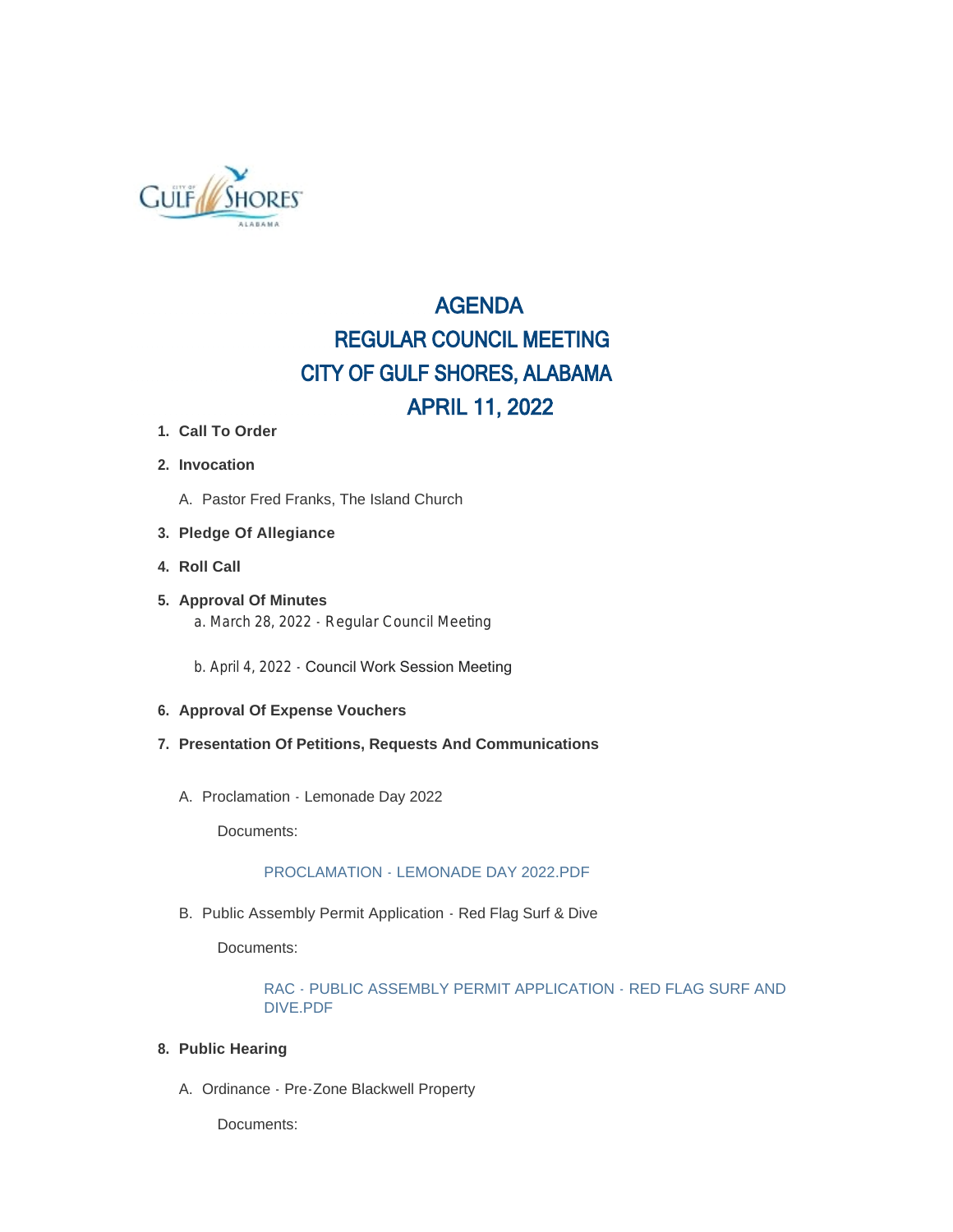# AGENDA
# REGULAR COUNCIL MEETING
# CITY OF GULF SHORES, ALABAMA
# APRIL 11, 2022

1. **Call To Order**
2. **Invocation**
   A. Pastor Fred Franks, The Island Church
3. **Pledge Of Allegiance**
4. **Roll Call**
5. **Approval Of Minutes**
   a. March 28, 2022 - Regular Council Meeting

   b. April 4, 2022 - Council Work Session Meeting
6. **Approval Of Expense Vouchers**
7. **Presentation Of Petitions, Requests And Communications**

   A. Proclamation - Lemonade Day 2022

      Documents:

      PROCLAMATION - LEMONADE DAY 2022.PDF

   B. Public Assembly Permit Application - Red Flag Surf & Dive

      Documents:

      RAC - PUBLIC ASSEMBLY PERMIT APPLICATION - RED FLAG SURF AND DIVE.PDF

8. **Public Hearing**

   A. Ordinance - Pre-Zone Blackwell Property

      Documents: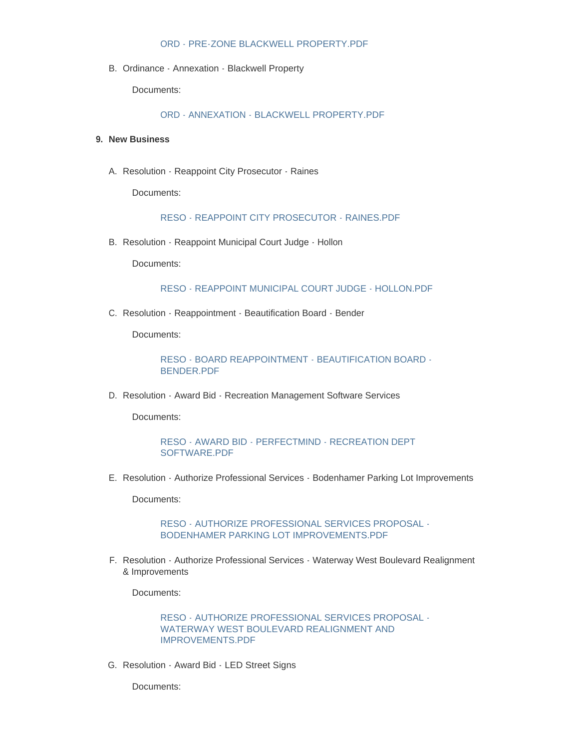ORD - PRE-ZONE BLACKWELL PROPERTY.PDF

B. Ordinance - Annexation - Blackwell Property

Documents:

ORD - ANNEXATION - BLACKWELL PROPERTY.PDF

**9. New Business**

A. Resolution - Reappoint City Prosecutor - Raines

Documents:

RESO - REAPPOINT CITY PROSECUTOR - RAINES.PDF

B. Resolution - Reappoint Municipal Court Judge - Hollon

Documents:

RESO - REAPPOINT MUNICIPAL COURT JUDGE - HOLLON.PDF

C. Resolution - Reappointment - Beautification Board - Bender

Documents:

RESO - BOARD REAPPOINTMENT - BEAUTIFICATION BOARD - BENDER.PDF

D. Resolution - Award Bid - Recreation Management Software Services

Documents:

RESO - AWARD BID - PERFECTMIND - RECREATION DEPT SOFTWARE.PDF

E. Resolution - Authorize Professional Services - Bodenhamer Parking Lot Improvements

Documents:

RESO - AUTHORIZE PROFESSIONAL SERVICES PROPOSAL - BODENHAMER PARKING LOT IMPROVEMENTS.PDF

F. Resolution - Authorize Professional Services - Waterway West Boulevard Realignment & Improvements

Documents:

RESO - AUTHORIZE PROFESSIONAL SERVICES PROPOSAL - WATERWAY WEST BOULEVARD REALIGNMENT AND IMPROVEMENTS.PDF

G. Resolution - Award Bid - LED Street Signs

Documents: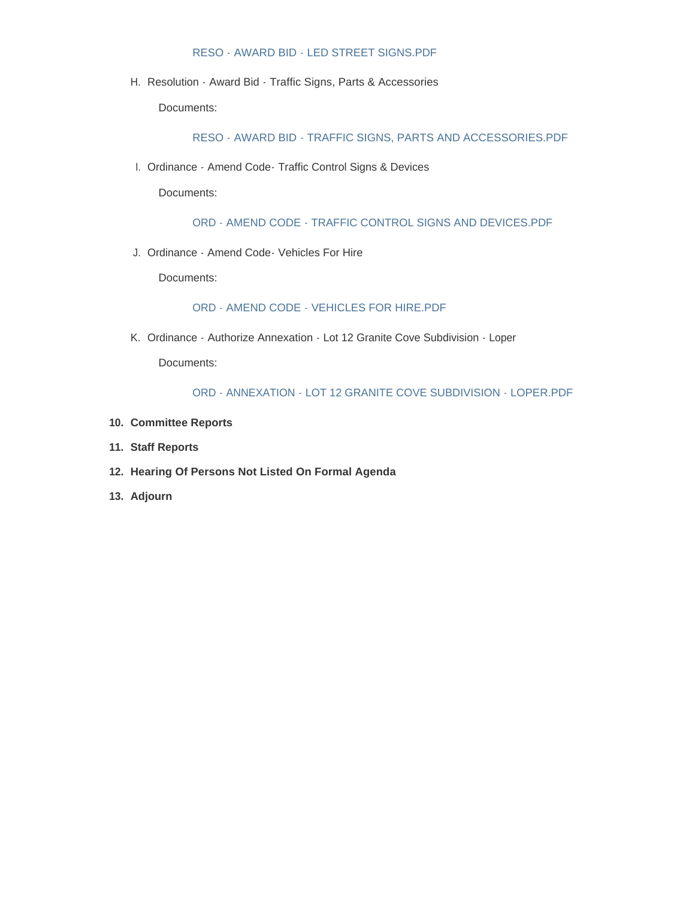RESO - AWARD BID - LED STREET SIGNS.PDF

H. Resolution - Award Bid - Traffic Signs, Parts & Accessories

   Documents:

   RESO - AWARD BID - TRAFFIC SIGNS, PARTS AND ACCESSORIES.PDF

I. Ordinance - Amend Code- Traffic Control Signs & Devices

   Documents:

   ORD - AMEND CODE - TRAFFIC CONTROL SIGNS AND DEVICES.PDF

J. Ordinance - Amend Code- Vehicles For Hire

   Documents:

   ORD - AMEND CODE - VEHICLES FOR HIRE.PDF

K. Ordinance - Authorize Annexation - Lot 12 Granite Cove Subdivision - Loper

   Documents:

   ORD - ANNEXATION - LOT 12 GRANITE COVE SUBDIVISION - LOPER.PDF

**10. Committee Reports**

**11. Staff Reports**

**12. Hearing Of Persons Not Listed On Formal Agenda**

**13. Adjourn**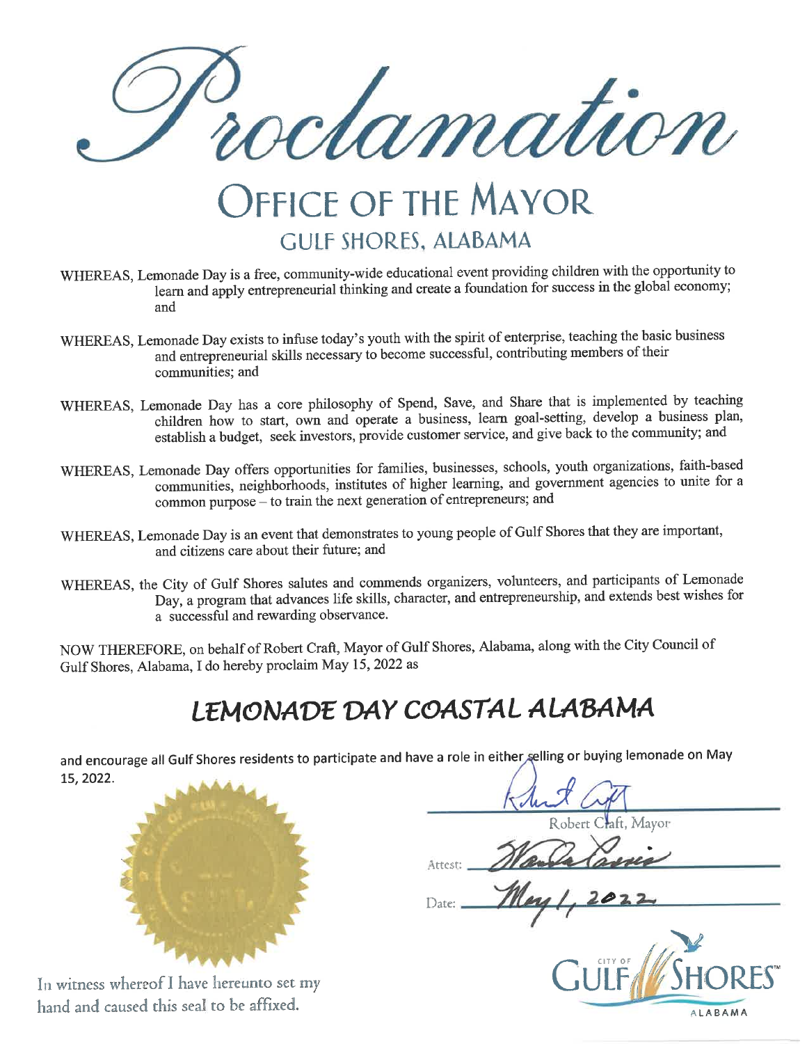# Proclamation

## OFFICE OF THE MAYOR

### GULF SHORES, ALABAMA

WHEREAS, Lemonade Day is a free, community-wide educational event providing children with the opportunity to learn and apply entrepreneurial thinking and create a foundation for success in the global economy; and

WHEREAS, Lemonade Day exists to infuse today's youth with the spirit of enterprise, teaching the basic business and entrepreneurial skills necessary to become successful, contributing members of their communities; and

WHEREAS, Lemonade Day has a core philosophy of Spend, Save, and Share that is implemented by teaching children how to start, own and operate a business, learn goal-setting, develop a business plan, establish a budget, seek investors, provide customer service, and give back to the community; and

WHEREAS, Lemonade Day offers opportunities for families, businesses, schools, youth organizations, faith-based communities, neighborhoods, institutes of higher learning, and government agencies to unite for a common purpose – to train the next generation of entrepreneurs; and

WHEREAS, Lemonade Day is an event that demonstrates to young people of Gulf Shores that they are important, and citizens care about their future; and

WHEREAS, the City of Gulf Shores salutes and commends organizers, volunteers, and participants of Lemonade Day, a program that advances life skills, character, and entrepreneurship, and extends best wishes for a successful and rewarding observance.

NOW THEREFORE, on behalf of Robert Craft, Mayor of Gulf Shores, Alabama, along with the City Council of Gulf Shores, Alabama, I do hereby proclaim May 15, 2022 as

## LEMONADE DAY COASTAL ALABAMA

and encourage all Gulf Shores residents to participate and have a role in either selling or buying lemonade on May 15, 2022.

Robert Craft, Mayor

Attest: 

Date: May 1, 2022

In witness whereof I have hereunto set my hand and caused this seal to be affixed.

CITY OF GULF SHORES ALABAMA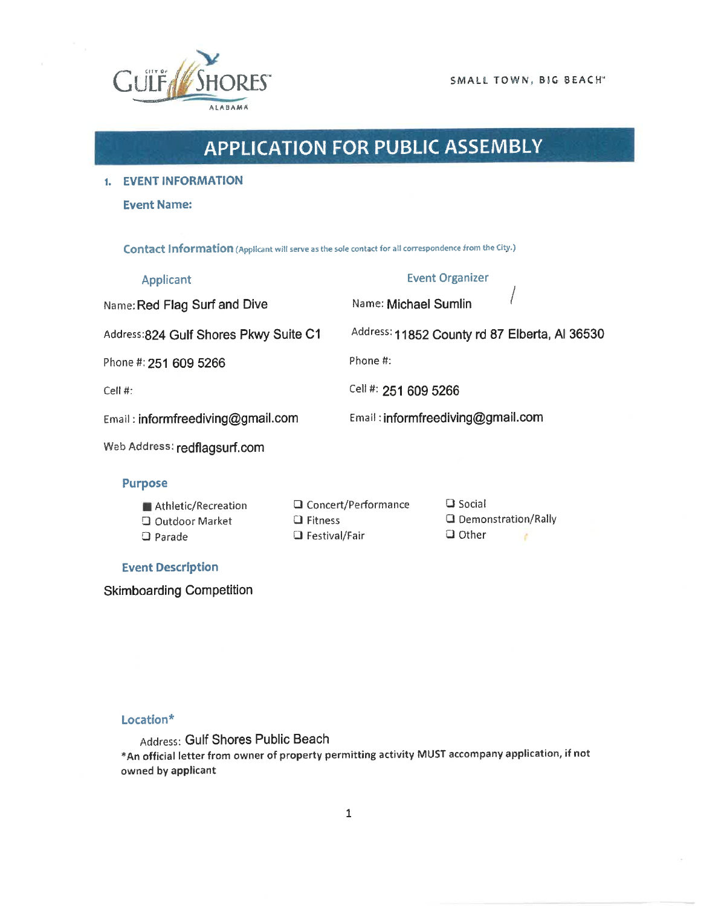CITY OF GULF SHORES ALABAMA

SMALL TOWN, BIG BEACH™

# APPLICATION FOR PUBLIC ASSEMBLY

## 1. EVENT INFORMATION

**Event Name:**

**Contact Information** (Applicant will serve as the sole contact for all correspondence from the City.)

| Applicant | Event Organizer |
|---|---|
| Name: Red Flag Surf and Dive | Name: Michael Sumlin |
| Address: 824 Gulf Shores Pkwy Suite C1 | Address: 11852 County rd 87 Elberta, Al 36530 |
| Phone #: 251 609 5266 | Phone #: |
| Cell #: | Cell #: 251 609 5266 |
| Email : informfreediving@gmail.com | Email : informfreediving@gmail.com |
| Web Address: redflagsurf.com | |

**Purpose**

- ■ Athletic/Recreation
- ☐ Outdoor Market
- ☐ Parade
- ☐ Concert/Performance
- ☐ Fitness
- ☐ Festival/Fair
- ☐ Social
- ☐ Demonstration/Rally
- ☐ Other

**Event Description**

Skimboarding Competition

**Location***

Address: Gulf Shores Public Beach

*An official letter from owner of property permitting activity MUST accompany application, if not owned by applicant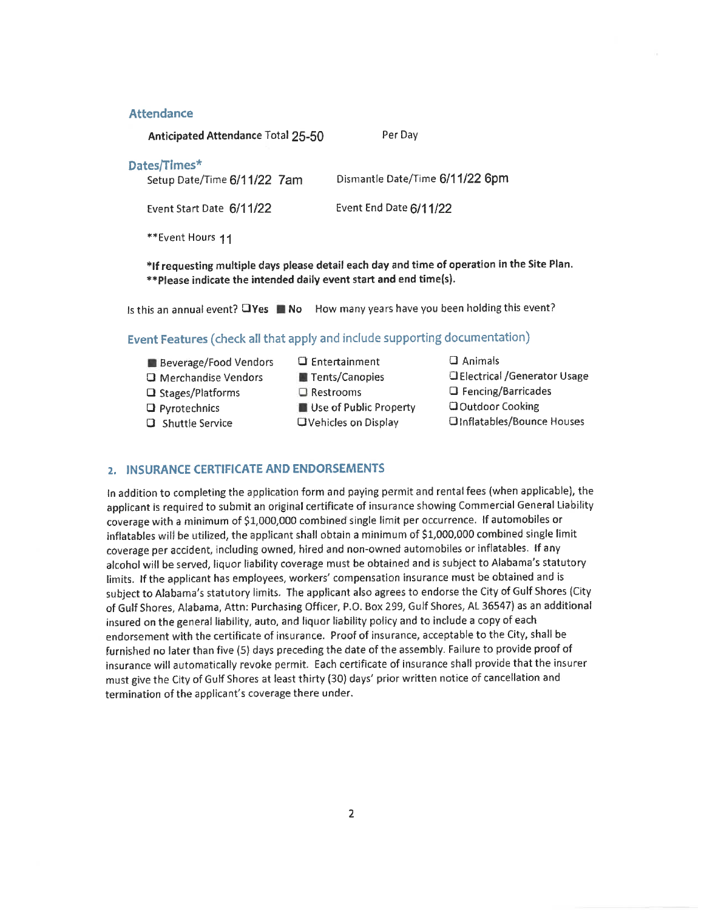## Attendance

**Anticipated Attendance** Total 25-50 Per Day

## Dates/Times*

Setup Date/Time 6/11/22 7am Dismantle Date/Time 6/11/22 6pm

Event Start Date 6/11/22 Event End Date 6/11/22

**Event Hours 11

***If requesting multiple days please detail each day and time of operation in the Site Plan.**
****Please indicate the intended daily event start and end time(s).**

Is this an annual event? ☐ **Yes** ■ **No** How many years have you been holding this event?

## Event Features (check all that apply and include supporting documentation)

| | | |
|---|---|---|
| ■ Beverage/Food Vendors | ☐ Entertainment | ☐ Animals |
| ☐ Merchandise Vendors | ■ Tents/Canopies | ☐ Electrical /Generator Usage |
| ☐ Stages/Platforms | ☐ Restrooms | ☐ Fencing/Barricades |
| ☐ Pyrotechnics | ■ Use of Public Property | ☐ Outdoor Cooking |
| ☐ Shuttle Service | ☐ Vehicles on Display | ☐ Inflatables/Bounce Houses |

## 2. INSURANCE CERTIFICATE AND ENDORSEMENTS

In addition to completing the application form and paying permit and rental fees (when applicable), the applicant is required to submit an original certificate of insurance showing Commercial General Liability coverage with a minimum of $1,000,000 combined single limit per occurrence. If automobiles or inflatables will be utilized, the applicant shall obtain a minimum of $1,000,000 combined single limit coverage per accident, including owned, hired and non-owned automobiles or inflatables. If any alcohol will be served, liquor liability coverage must be obtained and is subject to Alabama's statutory limits. If the applicant has employees, workers' compensation insurance must be obtained and is subject to Alabama's statutory limits. The applicant also agrees to endorse the City of Gulf Shores (City of Gulf Shores, Alabama, Attn: Purchasing Officer, P.O. Box 299, Gulf Shores, AL 36547) as an additional insured on the general liability, auto, and liquor liability policy and to include a copy of each endorsement with the certificate of insurance. Proof of insurance, acceptable to the City, shall be furnished no later than five (5) days preceding the date of the assembly. Failure to provide proof of insurance will automatically revoke permit. Each certificate of insurance shall provide that the insurer must give the City of Gulf Shores at least thirty (30) days' prior written notice of cancellation and termination of the applicant's coverage there under.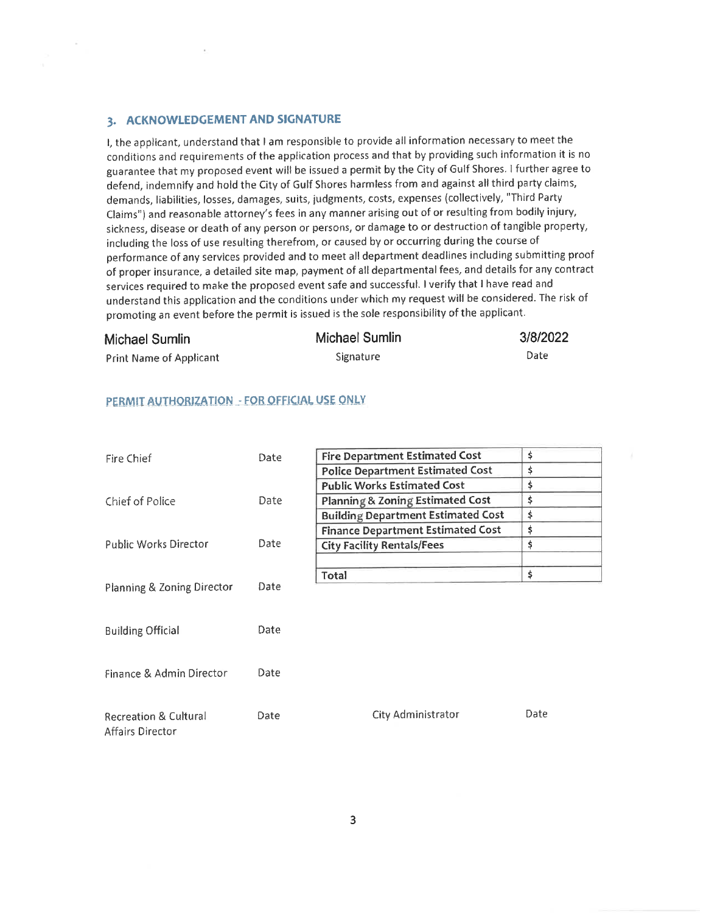## 3. ACKNOWLEDGEMENT AND SIGNATURE

I, the applicant, understand that I am responsible to provide all information necessary to meet the conditions and requirements of the application process and that by providing such information it is no guarantee that my proposed event will be issued a permit by the City of Gulf Shores. I further agree to defend, indemnify and hold the City of Gulf Shores harmless from and against all third party claims, demands, liabilities, losses, damages, suits, judgments, costs, expenses (collectively, "Third Party Claims") and reasonable attorney's fees in any manner arising out of or resulting from bodily injury, sickness, disease or death of any person or persons, or damage to or destruction of tangible property, including the loss of use resulting therefrom, or caused by or occurring during the course of performance of any services provided and to meet all department deadlines including submitting proof of proper insurance, a detailed site map, payment of all departmental fees, and details for any contract services required to make the proposed event safe and successful. I verify that I have read and understand this application and the conditions under which my request will be considered. The risk of promoting an event before the permit is issued is the sole responsibility of the applicant.

| Michael Sumlin | Michael Sumlin | 3/8/2022 |
|---|---|---|
| Print Name of Applicant | Signature | Date |

### PERMIT AUTHORIZATION - FOR OFFICIAL USE ONLY

| | |
|---|---|
| Fire Chief | Date |
| Chief of Police | Date |
| Public Works Director | Date |
| Planning & Zoning Director | Date |
| Building Official | Date |
| Finance & Admin Director | Date |
| Recreation & Cultural Affairs Director | Date |

| | |
|---|---|
| **Fire Department Estimated Cost** | $ |
| **Police Department Estimated Cost** | $ |
| **Public Works Estimated Cost** | $ |
| **Planning & Zoning Estimated Cost** | $ |
| **Building Department Estimated Cost** | $ |
| **Finance Department Estimated Cost** | $ |
| **City Facility Rentals/Fees** | $ |
| | |
| **Total** | $ |

City Administrator Date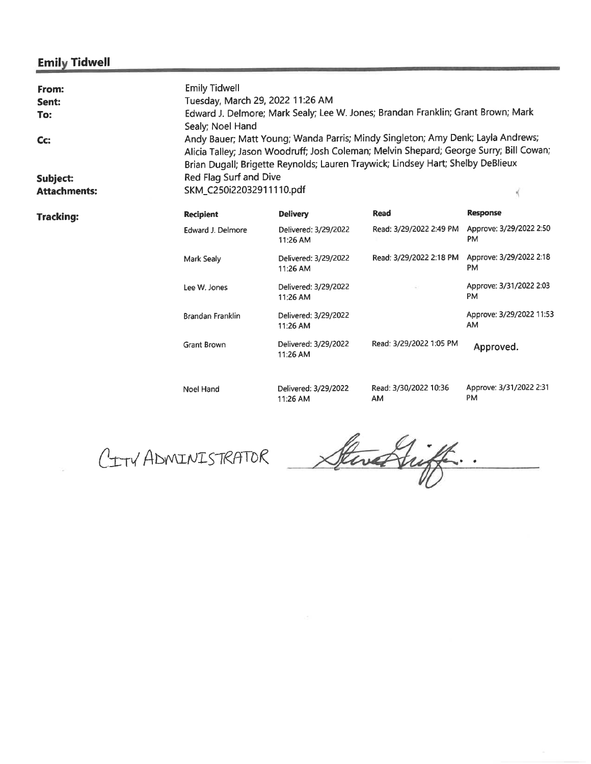## Emily Tidwell

**From:** Emily Tidwell

**Sent:** Tuesday, March 29, 2022 11:26 AM

**To:** Edward J. Delmore; Mark Sealy; Lee W. Jones; Brandan Franklin; Grant Brown; Mark Sealy; Noel Hand

**Cc:** Andy Bauer; Matt Young; Wanda Parris; Mindy Singleton; Amy Denk; Layla Andrews; Alicia Talley; Jason Woodruff; Josh Coleman; Melvin Shepard; George Surry; Bill Cowan; Brian Dugall; Brigette Reynolds; Lauren Traywick; Lindsey Hart; Shelby DeBlieux

**Subject:** Red Flag Surf and Dive

**Attachments:** SKM_C250i22032911110.pdf

**Tracking:**

| Recipient | Delivery | Read | Response |
|---|---|---|---|
| Edward J. Delmore | Delivered: 3/29/2022 11:26 AM | Read: 3/29/2022 2:49 PM | Approve: 3/29/2022 2:50 PM |
| Mark Sealy | Delivered: 3/29/2022 11:26 AM | Read: 3/29/2022 2:18 PM | Approve: 3/29/2022 2:18 PM |
| Lee W. Jones | Delivered: 3/29/2022 11:26 AM | | Approve: 3/31/2022 2:03 PM |
| Brandan Franklin | Delivered: 3/29/2022 11:26 AM | | Approve: 3/29/2022 11:53 AM |
| Grant Brown | Delivered: 3/29/2022 11:26 AM | Read: 3/29/2022 1:05 PM | Approved. |
| Noel Hand | Delivered: 3/29/2022 11:26 AM | Read: 3/30/2022 10:36 AM | Approve: 3/31/2022 2:31 PM |

CITY ADMINISTRATOR _[signature]_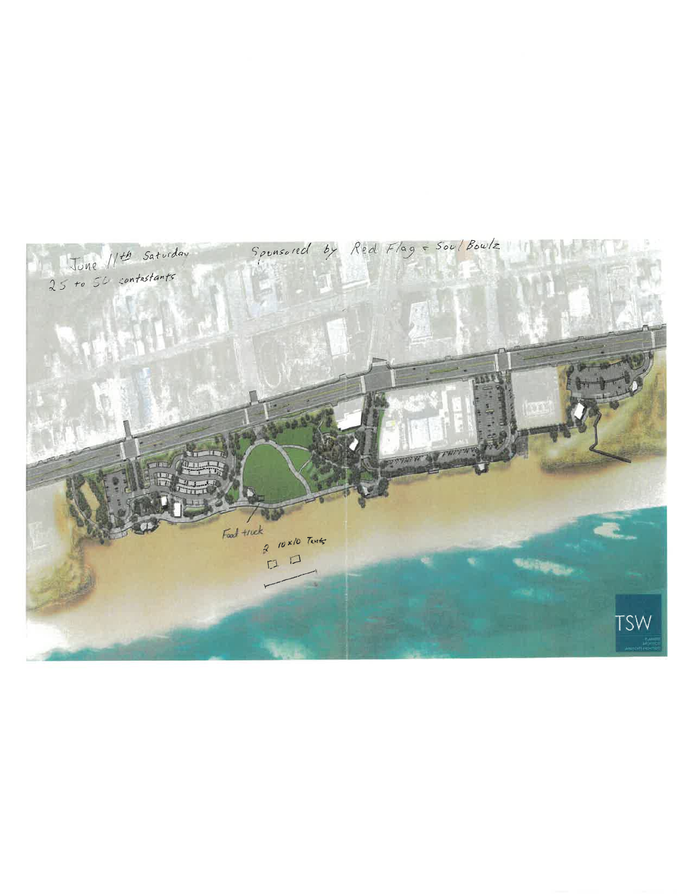June 11th Saturday
25 to 50 contestants

Sponsored by Red Flag + Soul Bowlz

Food truck

2 10x10 Tents

TSW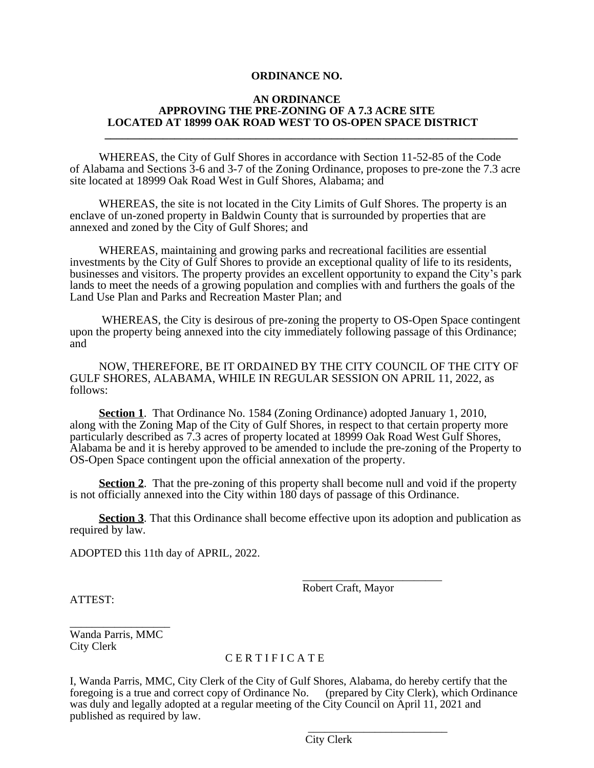**ORDINANCE NO.**

**AN ORDINANCE**
**APPROVING THE PRE-ZONING OF A 7.3 ACRE SITE**
**LOCATED AT 18999 OAK ROAD WEST TO OS-OPEN SPACE DISTRICT**

---

WHEREAS, the City of Gulf Shores in accordance with Section 11-52-85 of the Code of Alabama and Sections 3-6 and 3-7 of the Zoning Ordinance, proposes to pre-zone the 7.3 acre site located at 18999 Oak Road West in Gulf Shores, Alabama; and

WHEREAS, the site is not located in the City Limits of Gulf Shores. The property is an enclave of un-zoned property in Baldwin County that is surrounded by properties that are annexed and zoned by the City of Gulf Shores; and

WHEREAS, maintaining and growing parks and recreational facilities are essential investments by the City of Gulf Shores to provide an exceptional quality of life to its residents, businesses and visitors. The property provides an excellent opportunity to expand the City's park lands to meet the needs of a growing population and complies with and furthers the goals of the Land Use Plan and Parks and Recreation Master Plan; and

WHEREAS, the City is desirous of pre-zoning the property to OS-Open Space contingent upon the property being annexed into the city immediately following passage of this Ordinance; and

NOW, THEREFORE, BE IT ORDAINED BY THE CITY COUNCIL OF THE CITY OF GULF SHORES, ALABAMA, WHILE IN REGULAR SESSION ON APRIL 11, 2022, as follows:

**Section 1**. That Ordinance No. 1584 (Zoning Ordinance) adopted January 1, 2010, along with the Zoning Map of the City of Gulf Shores, in respect to that certain property more particularly described as 7.3 acres of property located at 18999 Oak Road West Gulf Shores, Alabama be and it is hereby approved to be amended to include the pre-zoning of the Property to OS-Open Space contingent upon the official annexation of the property.

**Section 2**. That the pre-zoning of this property shall become null and void if the property is not officially annexed into the City within 180 days of passage of this Ordinance.

**Section 3**. That this Ordinance shall become effective upon its adoption and publication as required by law.

ADOPTED this 11th day of APRIL, 2022.

_________________________
Robert Craft, Mayor

ATTEST:

_________________________
Wanda Parris, MMC
City Clerk

C E R T I F I C A T E

I, Wanda Parris, MMC, City Clerk of the City of Gulf Shores, Alabama, do hereby certify that the foregoing is a true and correct copy of Ordinance No. (prepared by City Clerk), which Ordinance was duly and legally adopted at a regular meeting of the City Council on April 11, 2021 and published as required by law.

_________________________
City Clerk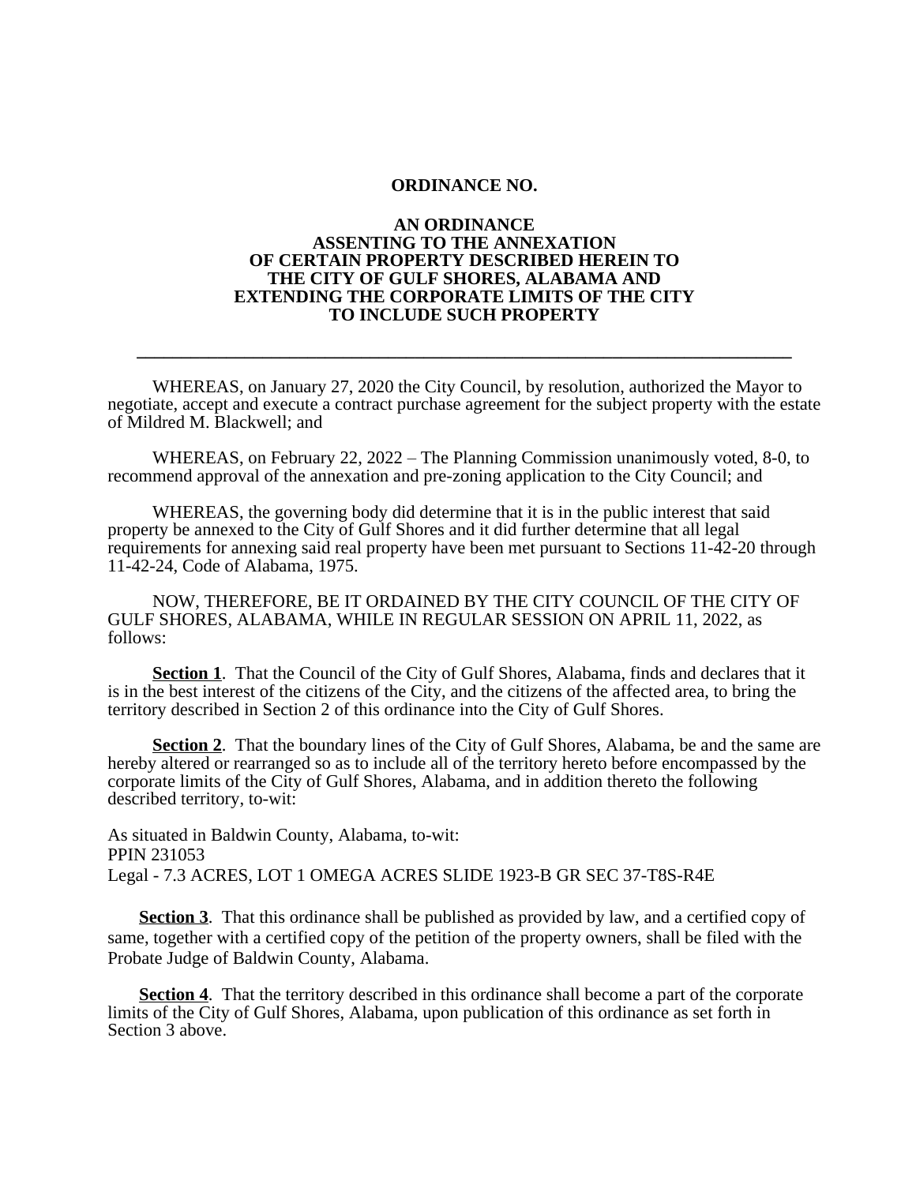**ORDINANCE NO.**

**AN ORDINANCE ASSENTING TO THE ANNEXATION OF CERTAIN PROPERTY DESCRIBED HEREIN TO THE CITY OF GULF SHORES, ALABAMA AND EXTENDING THE CORPORATE LIMITS OF THE CITY TO INCLUDE SUCH PROPERTY**

---

WHEREAS, on January 27, 2020 the City Council, by resolution, authorized the Mayor to negotiate, accept and execute a contract purchase agreement for the subject property with the estate of Mildred M. Blackwell; and

WHEREAS, on February 22, 2022 – The Planning Commission unanimously voted, 8-0, to recommend approval of the annexation and pre-zoning application to the City Council; and

WHEREAS, the governing body did determine that it is in the public interest that said property be annexed to the City of Gulf Shores and it did further determine that all legal requirements for annexing said real property have been met pursuant to Sections 11-42-20 through 11-42-24, Code of Alabama, 1975.

NOW, THEREFORE, BE IT ORDAINED BY THE CITY COUNCIL OF THE CITY OF GULF SHORES, ALABAMA, WHILE IN REGULAR SESSION ON APRIL 11, 2022, as follows:

**Section 1**. That the Council of the City of Gulf Shores, Alabama, finds and declares that it is in the best interest of the citizens of the City, and the citizens of the affected area, to bring the territory described in Section 2 of this ordinance into the City of Gulf Shores.

**Section 2**. That the boundary lines of the City of Gulf Shores, Alabama, be and the same are hereby altered or rearranged so as to include all of the territory hereto before encompassed by the corporate limits of the City of Gulf Shores, Alabama, and in addition thereto the following described territory, to-wit:

As situated in Baldwin County, Alabama, to-wit:
PPIN 231053
Legal - 7.3 ACRES, LOT 1 OMEGA ACRES SLIDE 1923-B GR SEC 37-T8S-R4E

**Section 3**. That this ordinance shall be published as provided by law, and a certified copy of same, together with a certified copy of the petition of the property owners, shall be filed with the Probate Judge of Baldwin County, Alabama.

**Section 4**. That the territory described in this ordinance shall become a part of the corporate limits of the City of Gulf Shores, Alabama, upon publication of this ordinance as set forth in Section 3 above.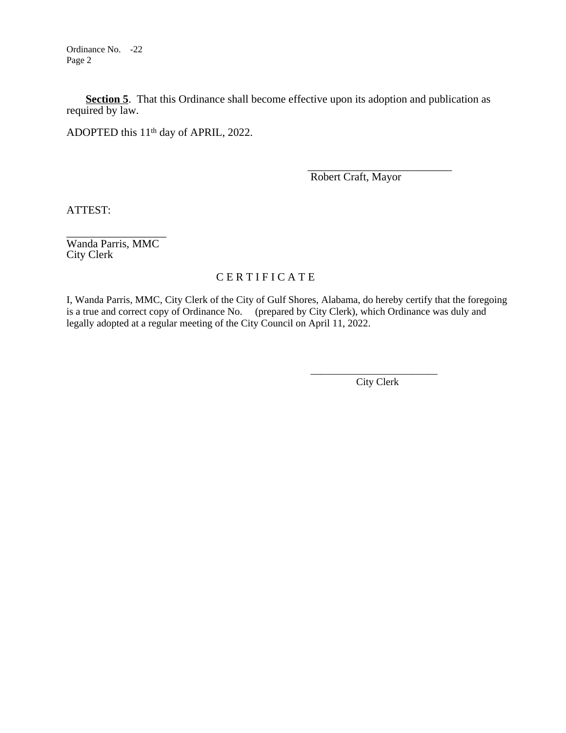**Section 5**. That this Ordinance shall become effective upon its adoption and publication as required by law.

ADOPTED this 11th day of APRIL, 2022.

\_\_\_\_\_\_\_\_\_\_\_\_\_\_\_\_\_\_\_\_\_\_\_\_\_\_\_\_
Robert Craft, Mayor

ATTEST:

\_\_\_\_\_\_\_\_\_\_\_\_\_\_\_\_\_\_\_\_
Wanda Parris, MMC
City Clerk

C E R T I F I C A T E

I, Wanda Parris, MMC, City Clerk of the City of Gulf Shores, Alabama, do hereby certify that the foregoing is a true and correct copy of Ordinance No. (prepared by City Clerk), which Ordinance was duly and legally adopted at a regular meeting of the City Council on April 11, 2022.

\_\_\_\_\_\_\_\_\_\_\_\_\_\_\_\_\_\_\_\_\_\_\_\_\_
City Clerk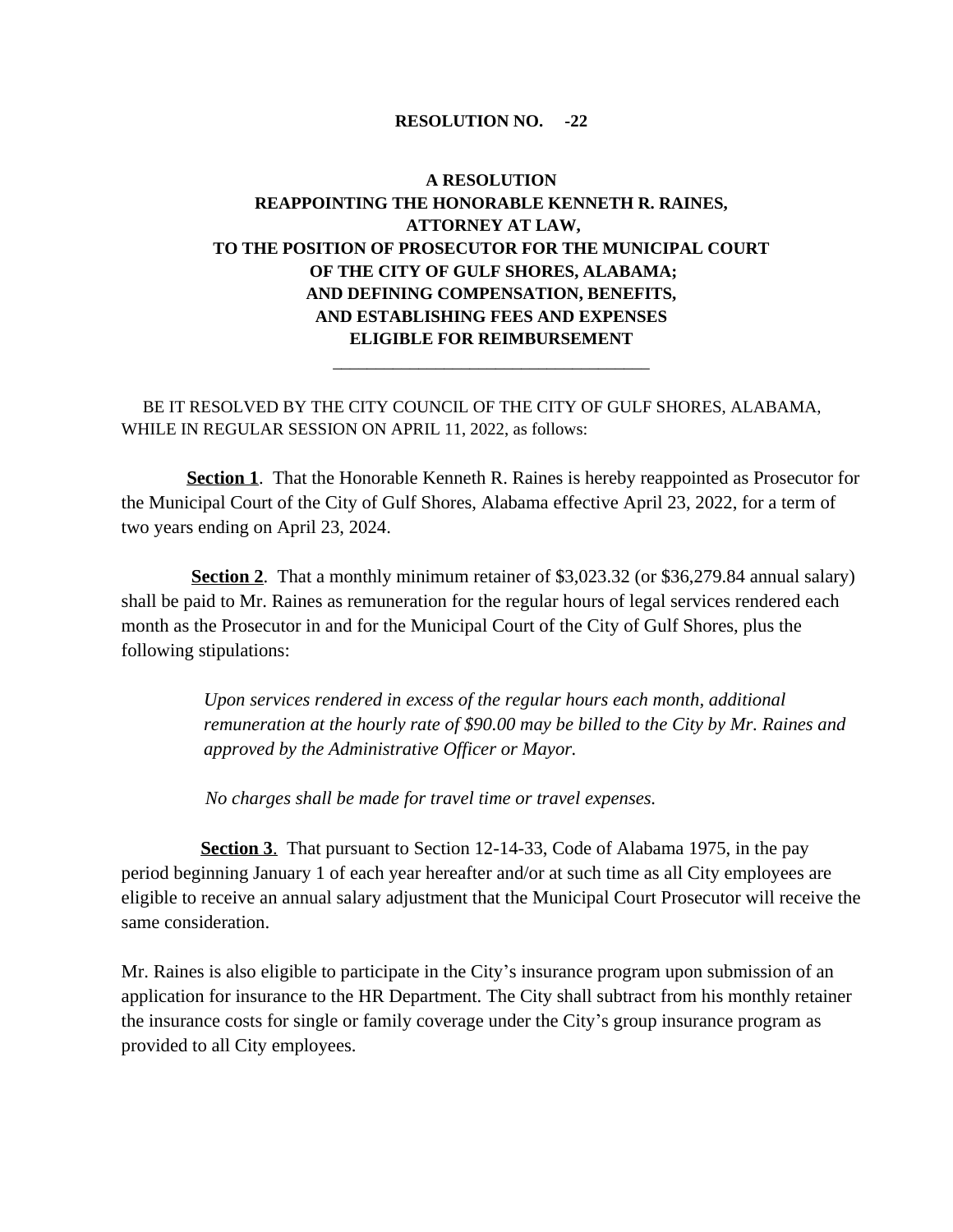**RESOLUTION NO. -22**

**A RESOLUTION**
**REAPPOINTING THE HONORABLE KENNETH R. RAINES,**
**ATTORNEY AT LAW,**
**TO THE POSITION OF PROSECUTOR FOR THE MUNICIPAL COURT**
**OF THE CITY OF GULF SHORES, ALABAMA;**
**AND DEFINING COMPENSATION, BENEFITS,**
**AND ESTABLISHING FEES AND EXPENSES**
**ELIGIBLE FOR REIMBURSEMENT**

---

BE IT RESOLVED BY THE CITY COUNCIL OF THE CITY OF GULF SHORES, ALABAMA, WHILE IN REGULAR SESSION ON APRIL 11, 2022, as follows:

**Section 1**. That the Honorable Kenneth R. Raines is hereby reappointed as Prosecutor for the Municipal Court of the City of Gulf Shores, Alabama effective April 23, 2022, for a term of two years ending on April 23, 2024.

**Section 2**. That a monthly minimum retainer of $3,023.32 (or $36,279.84 annual salary) shall be paid to Mr. Raines as remuneration for the regular hours of legal services rendered each month as the Prosecutor in and for the Municipal Court of the City of Gulf Shores, plus the following stipulations:

> *Upon services rendered in excess of the regular hours each month, additional remuneration at the hourly rate of $90.00 may be billed to the City by Mr. Raines and approved by the Administrative Officer or Mayor.*
>
> *No charges shall be made for travel time or travel expenses.*

**Section 3**. That pursuant to Section 12-14-33, Code of Alabama 1975, in the pay period beginning January 1 of each year hereafter and/or at such time as all City employees are eligible to receive an annual salary adjustment that the Municipal Court Prosecutor will receive the same consideration.

Mr. Raines is also eligible to participate in the City's insurance program upon submission of an application for insurance to the HR Department. The City shall subtract from his monthly retainer the insurance costs for single or family coverage under the City's group insurance program as provided to all City employees.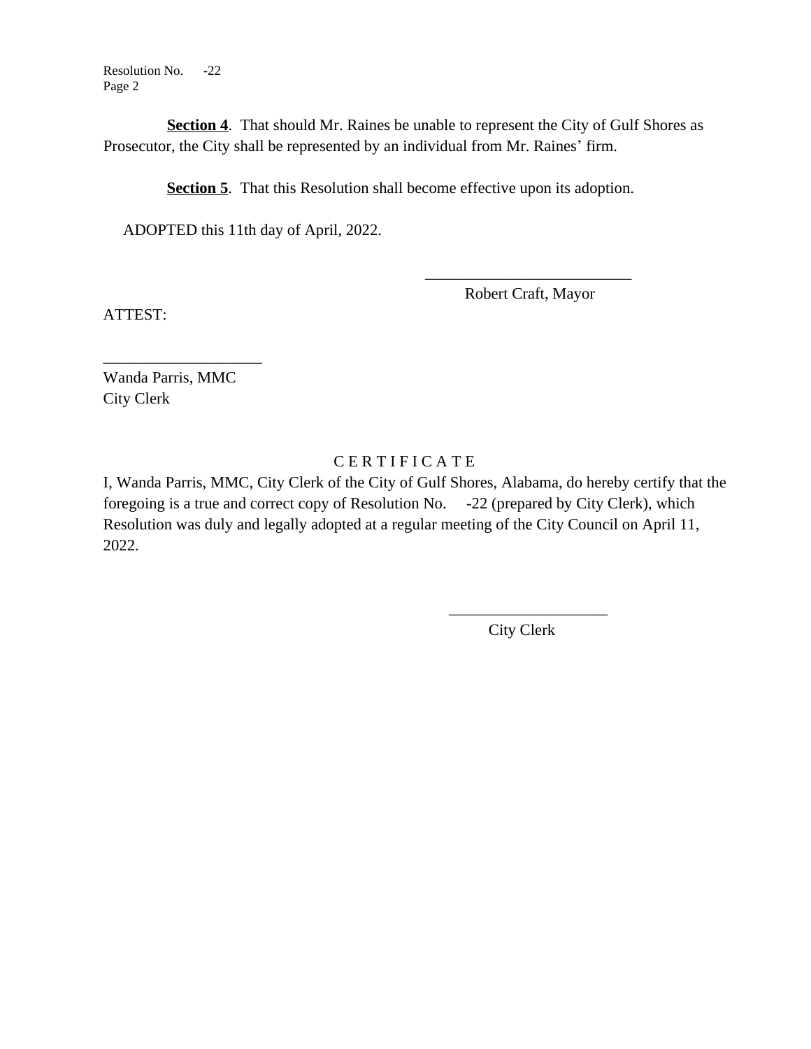**Section 4**. That should Mr. Raines be unable to represent the City of Gulf Shores as Prosecutor, the City shall be represented by an individual from Mr. Raines' firm.

**Section 5**. That this Resolution shall become effective upon its adoption.

ADOPTED this 11th day of April, 2022.

\_\_\_\_\_\_\_\_\_\_\_\_\_\_\_\_\_\_\_\_\_\_\_\_\_\_
Robert Craft, Mayor

ATTEST:

\_\_\_\_\_\_\_\_\_\_\_\_\_\_\_\_\_\_\_\_
Wanda Parris, MMC
City Clerk

C E R T I F I C A T E

I, Wanda Parris, MMC, City Clerk of the City of Gulf Shores, Alabama, do hereby certify that the foregoing is a true and correct copy of Resolution No. -22 (prepared by City Clerk), which Resolution was duly and legally adopted at a regular meeting of the City Council on April 11, 2022.

\_\_\_\_\_\_\_\_\_\_\_\_\_\_\_\_\_\_\_\_
City Clerk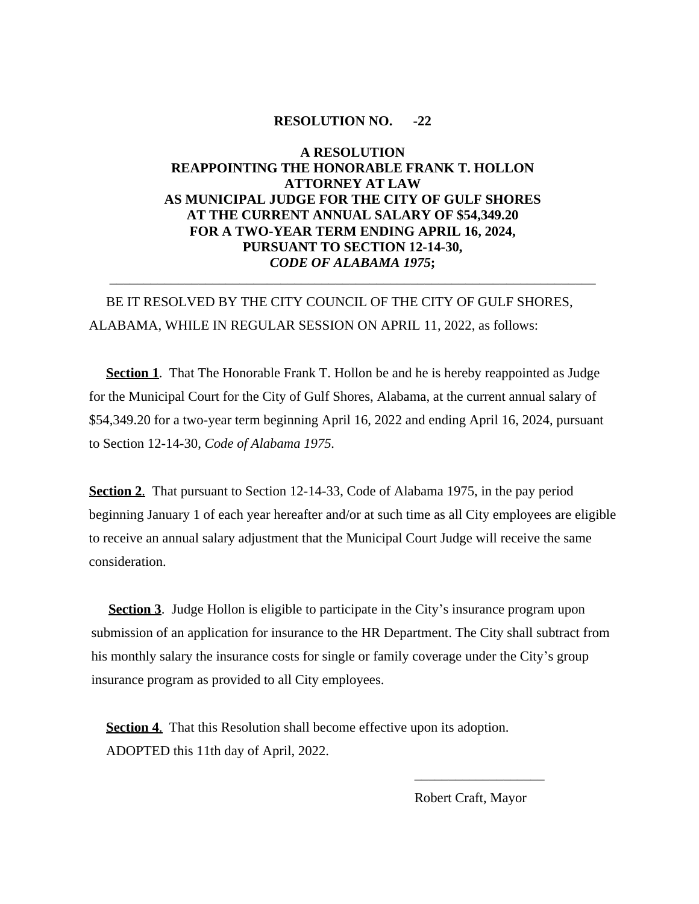**RESOLUTION NO. -22**

**A RESOLUTION
REAPPOINTING THE HONORABLE FRANK T. HOLLON
ATTORNEY AT LAW
AS MUNICIPAL JUDGE FOR THE CITY OF GULF SHORES
AT THE CURRENT ANNUAL SALARY OF $54,349.20
FOR A TWO-YEAR TERM ENDING APRIL 16, 2024,
PURSUANT TO SECTION 12-14-30,
*CODE OF ALABAMA 1975*;**

---

BE IT RESOLVED BY THE CITY COUNCIL OF THE CITY OF GULF SHORES, ALABAMA, WHILE IN REGULAR SESSION ON APRIL 11, 2022, as follows:

**Section 1**. That The Honorable Frank T. Hollon be and he is hereby reappointed as Judge for the Municipal Court for the City of Gulf Shores, Alabama, at the current annual salary of $54,349.20 for a two-year term beginning April 16, 2022 and ending April 16, 2024, pursuant to Section 12-14-30, *Code of Alabama 1975.*

**Section 2**. That pursuant to Section 12-14-33, Code of Alabama 1975, in the pay period beginning January 1 of each year hereafter and/or at such time as all City employees are eligible to receive an annual salary adjustment that the Municipal Court Judge will receive the same consideration.

**Section 3**. Judge Hollon is eligible to participate in the City's insurance program upon submission of an application for insurance to the HR Department. The City shall subtract from his monthly salary the insurance costs for single or family coverage under the City's group insurance program as provided to all City employees.

**Section 4**. That this Resolution shall become effective upon its adoption.

ADOPTED this 11th day of April, 2022.

\_\_\_\_\_\_\_\_\_\_\_\_\_\_\_\_\_\_\_

Robert Craft, Mayor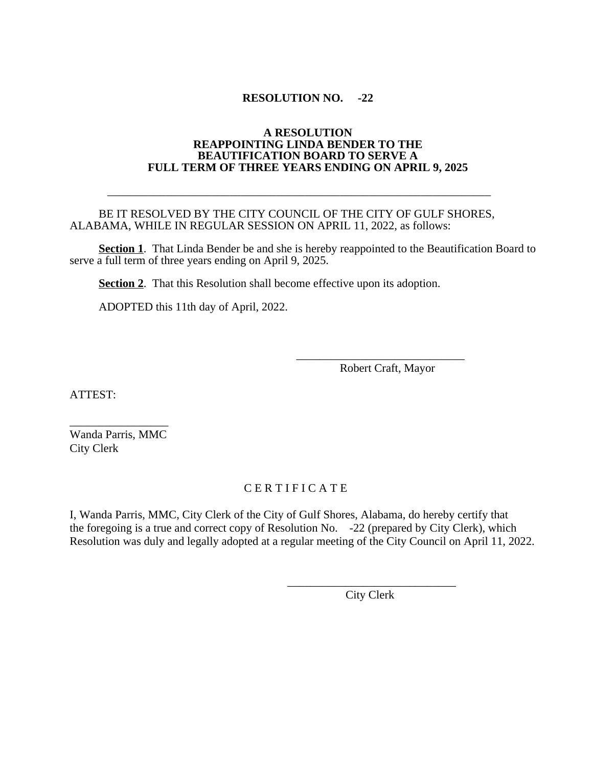**RESOLUTION NO. -22**

**A RESOLUTION**
**REAPPOINTING LINDA BENDER TO THE**
**BEAUTIFICATION BOARD TO SERVE A**
**FULL TERM OF THREE YEARS ENDING ON APRIL 9, 2025**

---

BE IT RESOLVED BY THE CITY COUNCIL OF THE CITY OF GULF SHORES, ALABAMA, WHILE IN REGULAR SESSION ON APRIL 11, 2022, as follows:

**Section 1**. That Linda Bender be and she is hereby reappointed to the Beautification Board to serve a full term of three years ending on April 9, 2025.

**Section 2**. That this Resolution shall become effective upon its adoption.

ADOPTED this 11th day of April, 2022.

_____________________________
Robert Craft, Mayor

ATTEST:

_________________
Wanda Parris, MMC
City Clerk

C E R T I F I C A T E

I, Wanda Parris, MMC, City Clerk of the City of Gulf Shores, Alabama, do hereby certify that the foregoing is a true and correct copy of Resolution No. -22 (prepared by City Clerk), which Resolution was duly and legally adopted at a regular meeting of the City Council on April 11, 2022.

_____________________________
City Clerk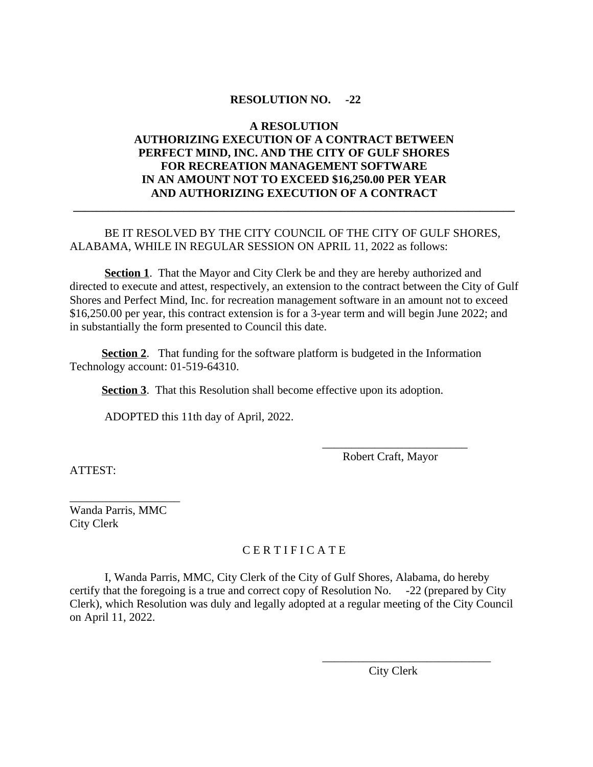**RESOLUTION NO. -22**

**A RESOLUTION**
**AUTHORIZING EXECUTION OF A CONTRACT BETWEEN PERFECT MIND, INC. AND THE CITY OF GULF SHORES FOR RECREATION MANAGEMENT SOFTWARE IN AN AMOUNT NOT TO EXCEED $16,250.00 PER YEAR AND AUTHORIZING EXECUTION OF A CONTRACT**

---

BE IT RESOLVED BY THE CITY COUNCIL OF THE CITY OF GULF SHORES, ALABAMA, WHILE IN REGULAR SESSION ON APRIL 11, 2022 as follows:

**Section 1**. That the Mayor and City Clerk be and they are hereby authorized and directed to execute and attest, respectively, an extension to the contract between the City of Gulf Shores and Perfect Mind, Inc. for recreation management software in an amount not to exceed $16,250.00 per year, this contract extension is for a 3-year term and will begin June 2022; and in substantially the form presented to Council this date.

**Section 2**. That funding for the software platform is budgeted in the Information Technology account: 01-519-64310.

**Section 3**. That this Resolution shall become effective upon its adoption.

ADOPTED this 11th day of April, 2022.

__________________________
Robert Craft, Mayor

ATTEST:

__________________
Wanda Parris, MMC
City Clerk

C E R T I F I C A T E

I, Wanda Parris, MMC, City Clerk of the City of Gulf Shores, Alabama, do hereby certify that the foregoing is a true and correct copy of Resolution No. -22 (prepared by City Clerk), which Resolution was duly and legally adopted at a regular meeting of the City Council on April 11, 2022.

______________________________
City Clerk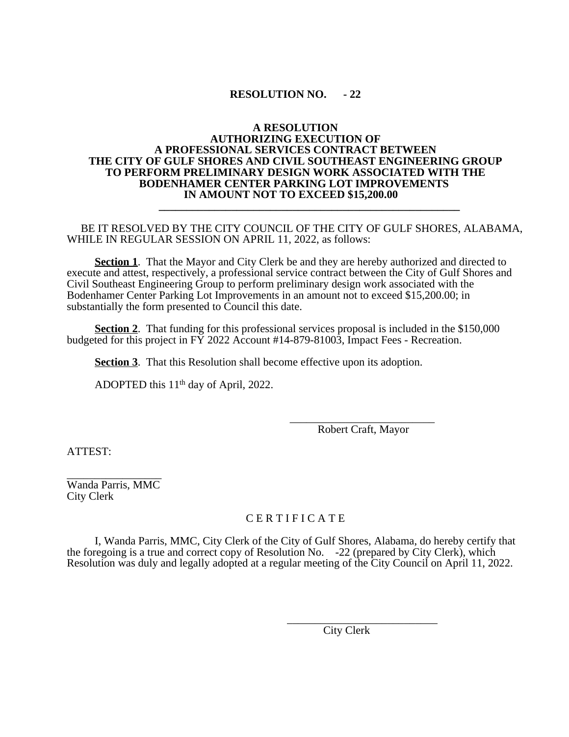**RESOLUTION NO. - 22**

**A RESOLUTION**
**AUTHORIZING EXECUTION OF**
**A PROFESSIONAL SERVICES CONTRACT BETWEEN**
**THE CITY OF GULF SHORES AND CIVIL SOUTHEAST ENGINEERING GROUP**
**TO PERFORM PRELIMINARY DESIGN WORK ASSOCIATED WITH THE**
**BODENHAMER CENTER PARKING LOT IMPROVEMENTS**
**IN AMOUNT NOT TO EXCEED $15,200.00**

---

BE IT RESOLVED BY THE CITY COUNCIL OF THE CITY OF GULF SHORES, ALABAMA, WHILE IN REGULAR SESSION ON APRIL 11, 2022, as follows:

**Section 1**. That the Mayor and City Clerk be and they are hereby authorized and directed to execute and attest, respectively, a professional service contract between the City of Gulf Shores and Civil Southeast Engineering Group to perform preliminary design work associated with the Bodenhamer Center Parking Lot Improvements in an amount not to exceed $15,200.00; in substantially the form presented to Council this date.

**Section 2**. That funding for this professional services proposal is included in the $150,000 budgeted for this project in FY 2022 Account #14-879-81003, Impact Fees - Recreation.

**Section 3**. That this Resolution shall become effective upon its adoption.

ADOPTED this 11th day of April, 2022.

\_\_\_\_\_\_\_\_\_\_\_\_\_\_\_\_\_\_\_\_\_\_\_\_\_\_
Robert Craft, Mayor

ATTEST:

\_\_\_\_\_\_\_\_\_\_\_\_\_\_\_\_\_
Wanda Parris, MMC
City Clerk

C E R T I F I C A T E

I, Wanda Parris, MMC, City Clerk of the City of Gulf Shores, Alabama, do hereby certify that the foregoing is a true and correct copy of Resolution No. -22 (prepared by City Clerk), which Resolution was duly and legally adopted at a regular meeting of the City Council on April 11, 2022.

\_\_\_\_\_\_\_\_\_\_\_\_\_\_\_\_\_\_\_\_\_\_\_\_\_\_
City Clerk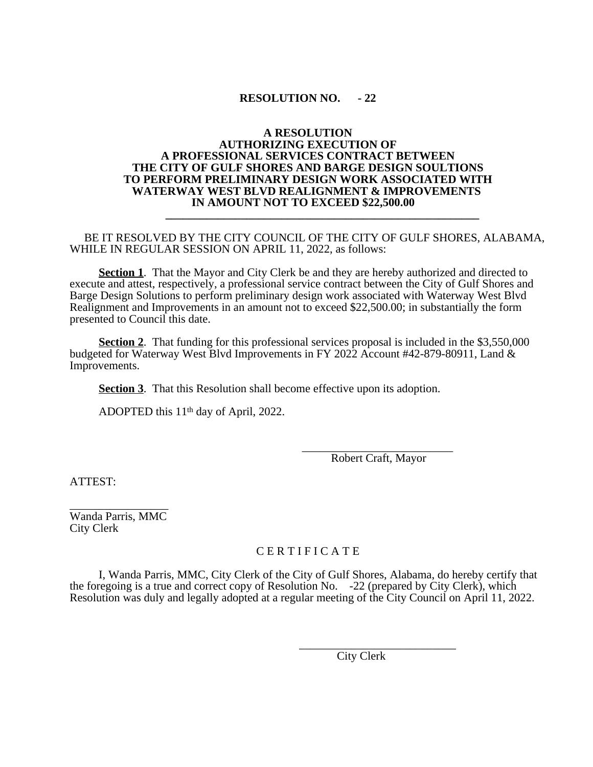**RESOLUTION NO. - 22**

**A RESOLUTION**
**AUTHORIZING EXECUTION OF**
**A PROFESSIONAL SERVICES CONTRACT BETWEEN**
**THE CITY OF GULF SHORES AND BARGE DESIGN SOULTIONS**
**TO PERFORM PRELIMINARY DESIGN WORK ASSOCIATED WITH**
**WATERWAY WEST BLVD REALIGNMENT & IMPROVEMENTS**
**IN AMOUNT NOT TO EXCEED $22,500.00**

---

BE IT RESOLVED BY THE CITY COUNCIL OF THE CITY OF GULF SHORES, ALABAMA, WHILE IN REGULAR SESSION ON APRIL 11, 2022, as follows:

**Section 1**. That the Mayor and City Clerk be and they are hereby authorized and directed to execute and attest, respectively, a professional service contract between the City of Gulf Shores and Barge Design Solutions to perform preliminary design work associated with Waterway West Blvd Realignment and Improvements in an amount not to exceed $22,500.00; in substantially the form presented to Council this date.

**Section 2**. That funding for this professional services proposal is included in the $3,550,000 budgeted for Waterway West Blvd Improvements in FY 2022 Account #42-879-80911, Land & Improvements.

**Section 3**. That this Resolution shall become effective upon its adoption.

ADOPTED this 11th day of April, 2022.

\_\_\_\_\_\_\_\_\_\_\_\_\_\_\_\_\_\_\_\_\_\_\_\_\_\_
Robert Craft, Mayor

ATTEST:

\_\_\_\_\_\_\_\_\_\_\_\_\_\_\_\_\_\_
Wanda Parris, MMC
City Clerk

C E R T I F I C A T E

I, Wanda Parris, MMC, City Clerk of the City of Gulf Shores, Alabama, do hereby certify that the foregoing is a true and correct copy of Resolution No. -22 (prepared by City Clerk), which Resolution was duly and legally adopted at a regular meeting of the City Council on April 11, 2022.

\_\_\_\_\_\_\_\_\_\_\_\_\_\_\_\_\_\_\_\_\_\_\_\_\_\_
City Clerk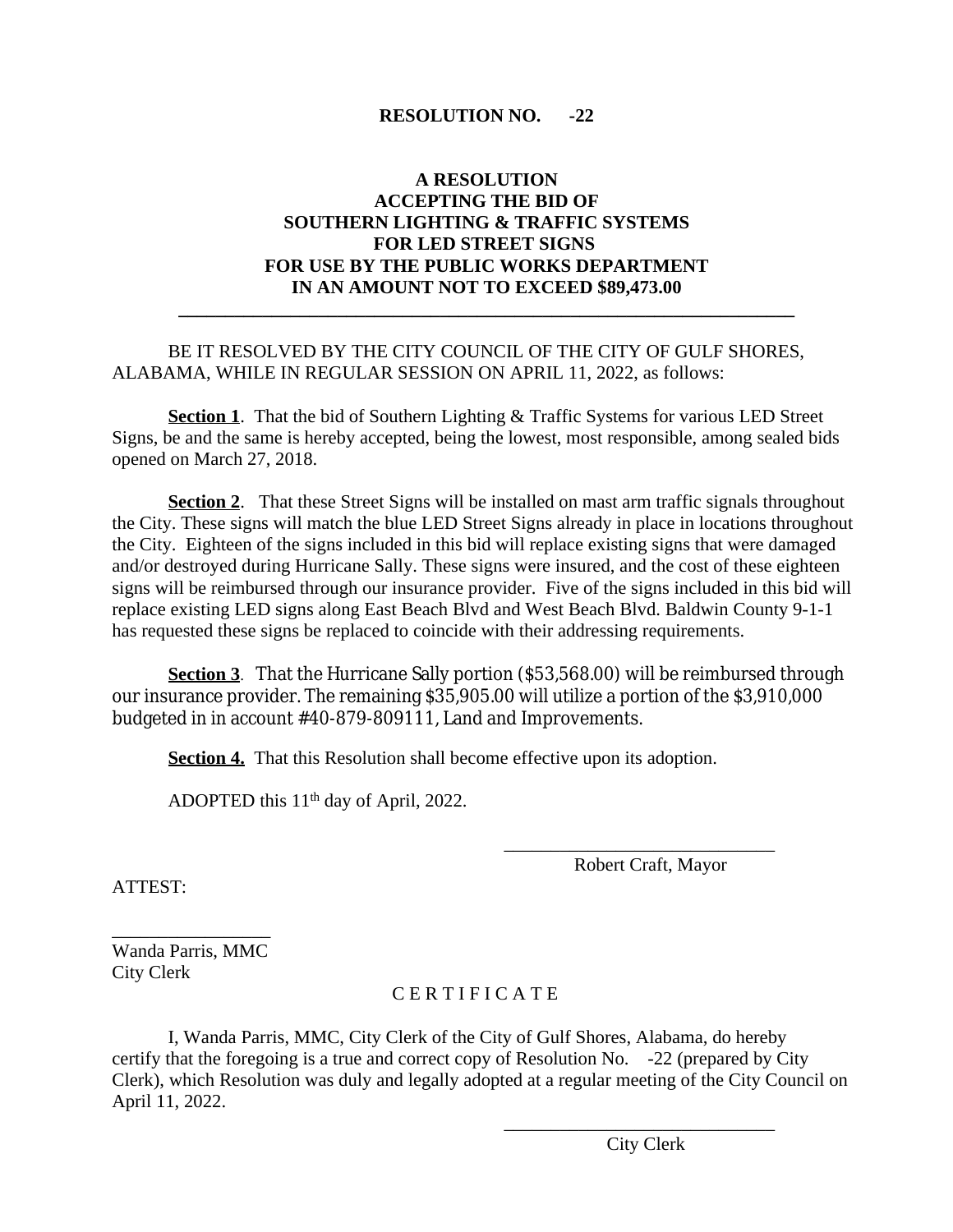**RESOLUTION NO. -22**

**A RESOLUTION**
**ACCEPTING THE BID OF**
**SOUTHERN LIGHTING & TRAFFIC SYSTEMS**
**FOR LED STREET SIGNS**
**FOR USE BY THE PUBLIC WORKS DEPARTMENT**
**IN AN AMOUNT NOT TO EXCEED $89,473.00**

---

BE IT RESOLVED BY THE CITY COUNCIL OF THE CITY OF GULF SHORES, ALABAMA, WHILE IN REGULAR SESSION ON APRIL 11, 2022, as follows:

**Section 1**. That the bid of Southern Lighting & Traffic Systems for various LED Street Signs, be and the same is hereby accepted, being the lowest, most responsible, among sealed bids opened on March 27, 2018.

**Section 2**. That these Street Signs will be installed on mast arm traffic signals throughout the City. These signs will match the blue LED Street Signs already in place in locations throughout the City. Eighteen of the signs included in this bid will replace existing signs that were damaged and/or destroyed during Hurricane Sally. These signs were insured, and the cost of these eighteen signs will be reimbursed through our insurance provider. Five of the signs included in this bid will replace existing LED signs along East Beach Blvd and West Beach Blvd. Baldwin County 9-1-1 has requested these signs be replaced to coincide with their addressing requirements.

**Section 3**. That the Hurricane Sally portion ($53,568.00) will be reimbursed through our insurance provider. The remaining $35,905.00 will utilize a portion of the $3,910,000 budgeted in in account #40-879-809111, Land and Improvements.

**Section 4.** That this Resolution shall become effective upon its adoption.

ADOPTED this 11th day of April, 2022.

\_\_\_\_\_\_\_\_\_\_\_\_\_\_\_\_\_\_\_\_\_\_\_\_\_\_\_\_\_\_
Robert Craft, Mayor

ATTEST:

\_\_\_\_\_\_\_\_\_\_\_\_\_\_\_\_\_
Wanda Parris, MMC
City Clerk

C E R T I F I C A T E

I, Wanda Parris, MMC, City Clerk of the City of Gulf Shores, Alabama, do hereby certify that the foregoing is a true and correct copy of Resolution No. -22 (prepared by City Clerk), which Resolution was duly and legally adopted at a regular meeting of the City Council on April 11, 2022.

\_\_\_\_\_\_\_\_\_\_\_\_\_\_\_\_\_\_\_\_\_\_\_\_\_\_\_\_\_\_
City Clerk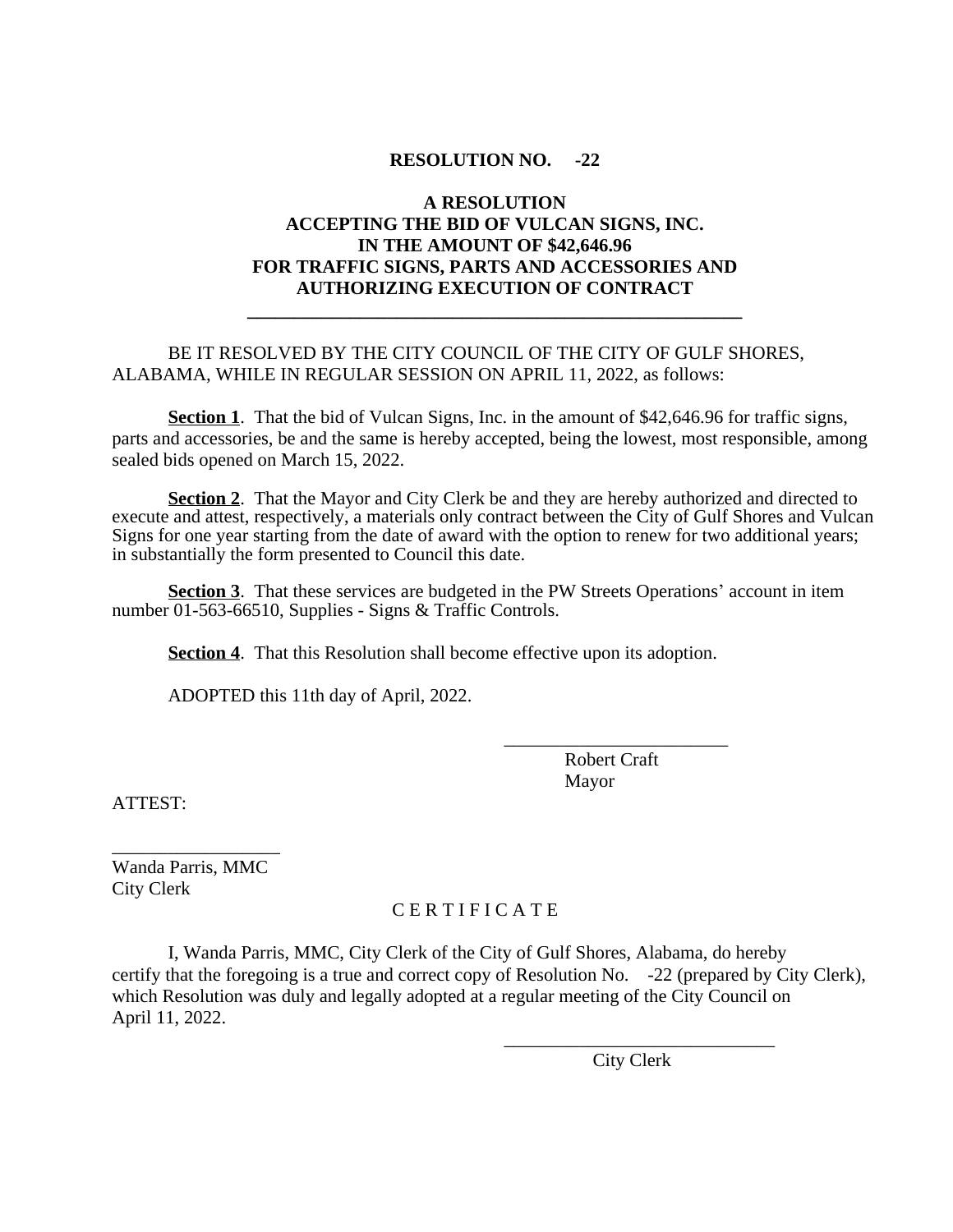**RESOLUTION NO. -22**

**A RESOLUTION**
**ACCEPTING THE BID OF VULCAN SIGNS, INC.**
**IN THE AMOUNT OF $42,646.96**
**FOR TRAFFIC SIGNS, PARTS AND ACCESSORIES AND**
**AUTHORIZING EXECUTION OF CONTRACT**

---

BE IT RESOLVED BY THE CITY COUNCIL OF THE CITY OF GULF SHORES, ALABAMA, WHILE IN REGULAR SESSION ON APRIL 11, 2022, as follows:

**Section 1**. That the bid of Vulcan Signs, Inc. in the amount of $42,646.96 for traffic signs, parts and accessories, be and the same is hereby accepted, being the lowest, most responsible, among sealed bids opened on March 15, 2022.

**Section 2**. That the Mayor and City Clerk be and they are hereby authorized and directed to execute and attest, respectively, a materials only contract between the City of Gulf Shores and Vulcan Signs for one year starting from the date of award with the option to renew for two additional years; in substantially the form presented to Council this date.

**Section 3**. That these services are budgeted in the PW Streets Operations' account in item number 01-563-66510, Supplies - Signs & Traffic Controls.

**Section 4**. That this Resolution shall become effective upon its adoption.

ADOPTED this 11th day of April, 2022.

______________________
Robert Craft
Mayor

ATTEST:

______________________
Wanda Parris, MMC
City Clerk

C E R T I F I C A T E

I, Wanda Parris, MMC, City Clerk of the City of Gulf Shores, Alabama, do hereby certify that the foregoing is a true and correct copy of Resolution No. -22 (prepared by City Clerk), which Resolution was duly and legally adopted at a regular meeting of the City Council on April 11, 2022.

______________________
City Clerk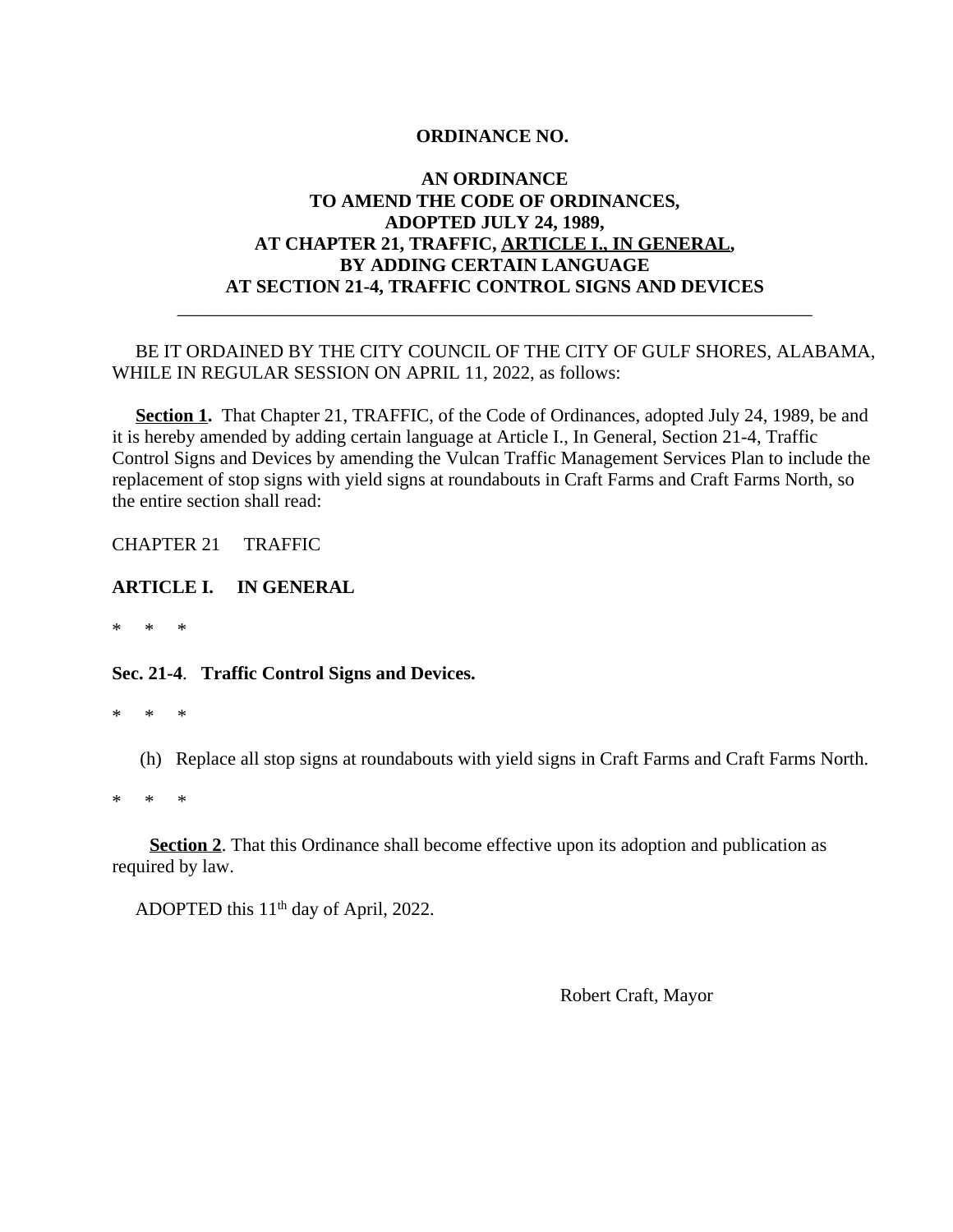**ORDINANCE NO.**

**AN ORDINANCE**
**TO AMEND THE CODE OF ORDINANCES,**
**ADOPTED JULY 24, 1989,**
**AT CHAPTER 21, TRAFFIC, ARTICLE I., IN GENERAL,**
**BY ADDING CERTAIN LANGUAGE**
**AT SECTION 21-4, TRAFFIC CONTROL SIGNS AND DEVICES**

---

BE IT ORDAINED BY THE CITY COUNCIL OF THE CITY OF GULF SHORES, ALABAMA, WHILE IN REGULAR SESSION ON APRIL 11, 2022, as follows:

**Section 1.** That Chapter 21, TRAFFIC, of the Code of Ordinances, adopted July 24, 1989, be and it is hereby amended by adding certain language at Article I., In General, Section 21-4, Traffic Control Signs and Devices by amending the Vulcan Traffic Management Services Plan to include the replacement of stop signs with yield signs at roundabouts in Craft Farms and Craft Farms North, so the entire section shall read:

CHAPTER 21 TRAFFIC

**ARTICLE I. IN GENERAL**

\* \* \*

**Sec. 21-4. Traffic Control Signs and Devices.**

\* \* \*

(h) Replace all stop signs at roundabouts with yield signs in Craft Farms and Craft Farms North.

\* \* \*

**Section 2**. That this Ordinance shall become effective upon its adoption and publication as required by law.

ADOPTED this 11th day of April, 2022.

Robert Craft, Mayor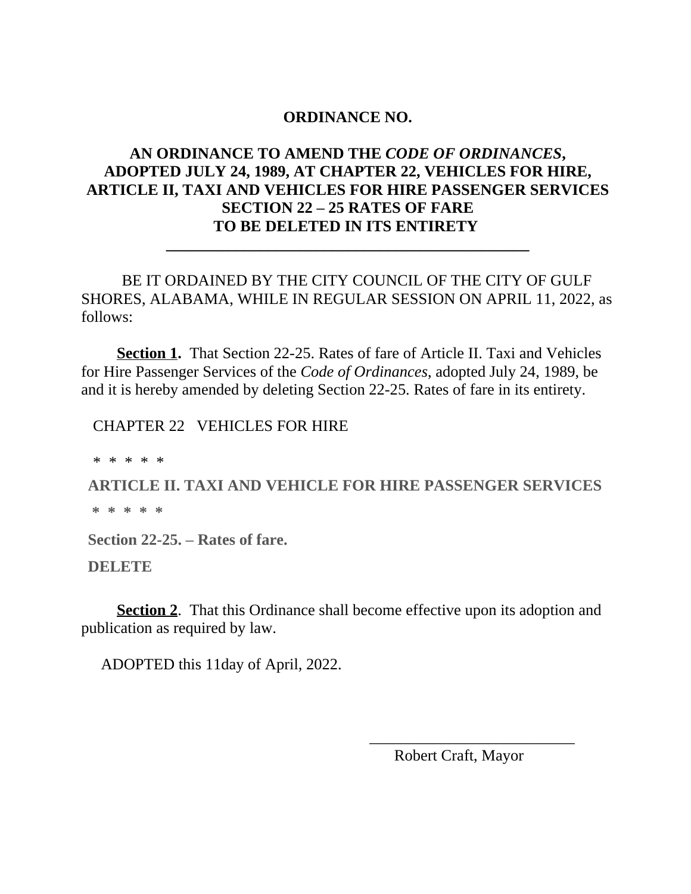**ORDINANCE NO.**

**AN ORDINANCE TO AMEND THE *CODE OF ORDINANCES*, ADOPTED JULY 24, 1989, AT CHAPTER 22, VEHICLES FOR HIRE, ARTICLE II, TAXI AND VEHICLES FOR HIRE PASSENGER SERVICES SECTION 22 – 25 RATES OF FARE TO BE DELETED IN ITS ENTIRETY**

---

BE IT ORDAINED BY THE CITY COUNCIL OF THE CITY OF GULF SHORES, ALABAMA, WHILE IN REGULAR SESSION ON APRIL 11, 2022, as follows:

**Section 1.** That Section 22-25. Rates of fare of Article II. Taxi and Vehicles for Hire Passenger Services of the *Code of Ordinances,* adopted July 24, 1989, be and it is hereby amended by deleting Section 22-25. Rates of fare in its entirety.

CHAPTER 22 VEHICLES FOR HIRE

\* \* \* \* \*

**ARTICLE II. TAXI AND VEHICLE FOR HIRE PASSENGER SERVICES**

\* \* \* \* \*

**Section 22-25. – Rates of fare.**

**DELETE**

**Section 2**. That this Ordinance shall become effective upon its adoption and publication as required by law.

ADOPTED this 11day of April, 2022.

\_\_\_\_\_\_\_\_\_\_\_\_\_\_\_\_\_\_\_\_\_\_\_\_\_\_\_

Robert Craft, Mayor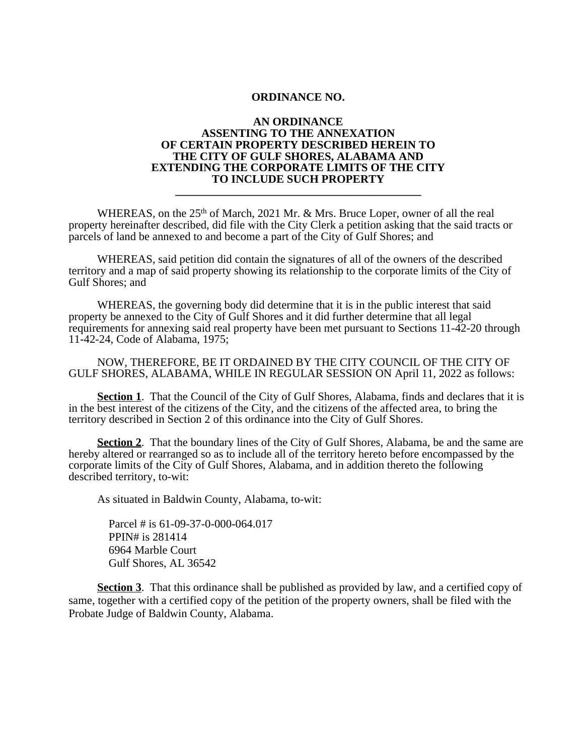**ORDINANCE NO.**

**AN ORDINANCE**
**ASSENTING TO THE ANNEXATION**
**OF CERTAIN PROPERTY DESCRIBED HEREIN TO**
**THE CITY OF GULF SHORES, ALABAMA AND**
**EXTENDING THE CORPORATE LIMITS OF THE CITY**
**TO INCLUDE SUCH PROPERTY**

---

WHEREAS, on the 25th of March, 2021 Mr. & Mrs. Bruce Loper, owner of all the real property hereinafter described, did file with the City Clerk a petition asking that the said tracts or parcels of land be annexed to and become a part of the City of Gulf Shores; and

WHEREAS, said petition did contain the signatures of all of the owners of the described territory and a map of said property showing its relationship to the corporate limits of the City of Gulf Shores; and

WHEREAS, the governing body did determine that it is in the public interest that said property be annexed to the City of Gulf Shores and it did further determine that all legal requirements for annexing said real property have been met pursuant to Sections 11-42-20 through 11-42-24, Code of Alabama, 1975;

NOW, THEREFORE, BE IT ORDAINED BY THE CITY COUNCIL OF THE CITY OF GULF SHORES, ALABAMA, WHILE IN REGULAR SESSION ON April 11, 2022 as follows:

**Section 1**. That the Council of the City of Gulf Shores, Alabama, finds and declares that it is in the best interest of the citizens of the City, and the citizens of the affected area, to bring the territory described in Section 2 of this ordinance into the City of Gulf Shores.

**Section 2**. That the boundary lines of the City of Gulf Shores, Alabama, be and the same are hereby altered or rearranged so as to include all of the territory hereto before encompassed by the corporate limits of the City of Gulf Shores, Alabama, and in addition thereto the following described territory, to-wit:

As situated in Baldwin County, Alabama, to-wit:

Parcel # is 61-09-37-0-000-064.017
PPIN# is 281414
6964 Marble Court
Gulf Shores, AL 36542

**Section 3**. That this ordinance shall be published as provided by law, and a certified copy of same, together with a certified copy of the petition of the property owners, shall be filed with the Probate Judge of Baldwin County, Alabama.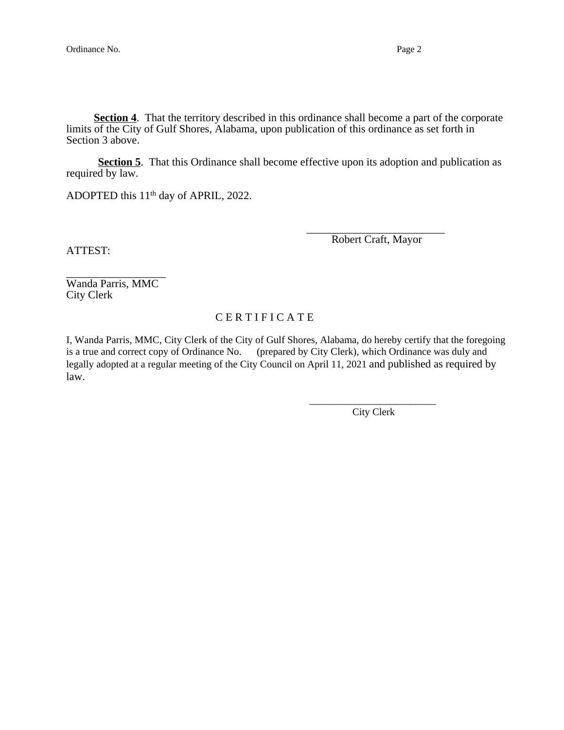**Section 4**. That the territory described in this ordinance shall become a part of the corporate limits of the City of Gulf Shores, Alabama, upon publication of this ordinance as set forth in Section 3 above.

**Section 5**. That this Ordinance shall become effective upon its adoption and publication as required by law.

ADOPTED this 11th day of APRIL, 2022.

\_\_\_\_\_\_\_\_\_\_\_\_\_\_\_\_\_\_\_\_\_\_\_\_\_\_
Robert Craft, Mayor

ATTEST:

\_\_\_\_\_\_\_\_\_\_\_\_\_\_\_\_\_\_\_
Wanda Parris, MMC
City Clerk

C E R T I F I C A T E

I, Wanda Parris, MMC, City Clerk of the City of Gulf Shores, Alabama, do hereby certify that the foregoing is a true and correct copy of Ordinance No. (prepared by City Clerk), which Ordinance was duly and legally adopted at a regular meeting of the City Council on April 11, 2021 and published as required by law.

\_\_\_\_\_\_\_\_\_\_\_\_\_\_\_\_\_\_\_\_\_\_\_\_\_\_
City Clerk